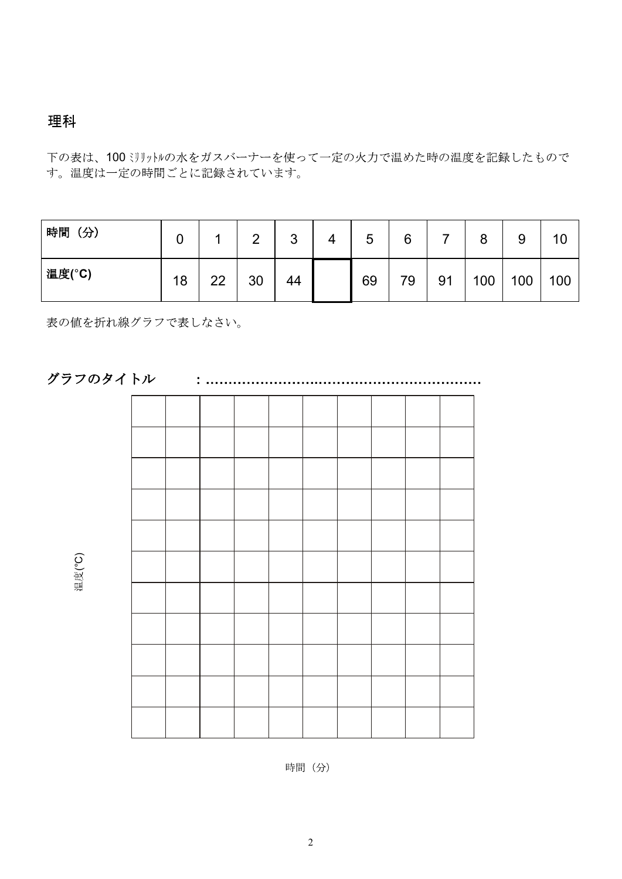## 理科

下の表は、100 ﾐﾘﾘｯﾄﾙの水をガスバーナーを使って一定の火力で温めた時の温度を記録したものです。温度は一定の時間ごとに記録されています。

| 時間（分） | 0 | 1 | 2 | 3 | 4 | 5 | 6 | 7 | 8 | 9 | 10 |
|---|---|---|---|---|---|---|---|---|---|---|---|
| 温度(°C) | 18 | 22 | 30 | 44 |  | 69 | 79 | 91 | 100 | 100 | 100 |

表の値を折れ線グラフで表しなさい。

**グラフのタイトル　　：**……………………………………………………

温度(°C)

時間（分）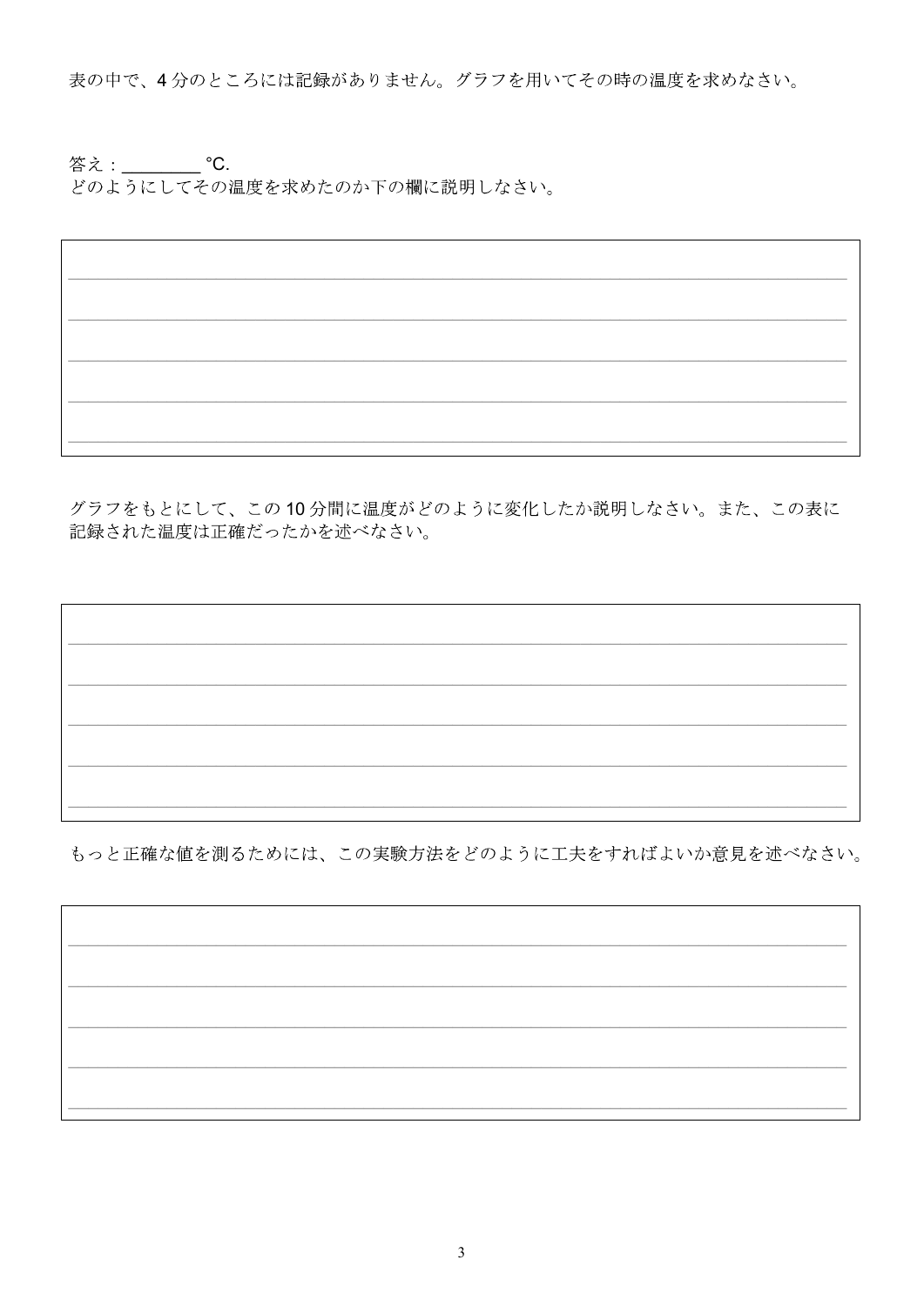表の中で、4 分のところには記録がありません。グラフを用いてその時の温度を求めなさい。

答え：________ °C.

どのようにしてその温度を求めたのか下の欄に説明しなさい。

グラフをもとにして、この 10 分間に温度がどのように変化したか説明しなさい。また、この表に記録された温度は正確だったかを述べなさい。

もっと正確な値を測るためには、この実験方法をどのように工夫をすればよいか意見を述べなさい。